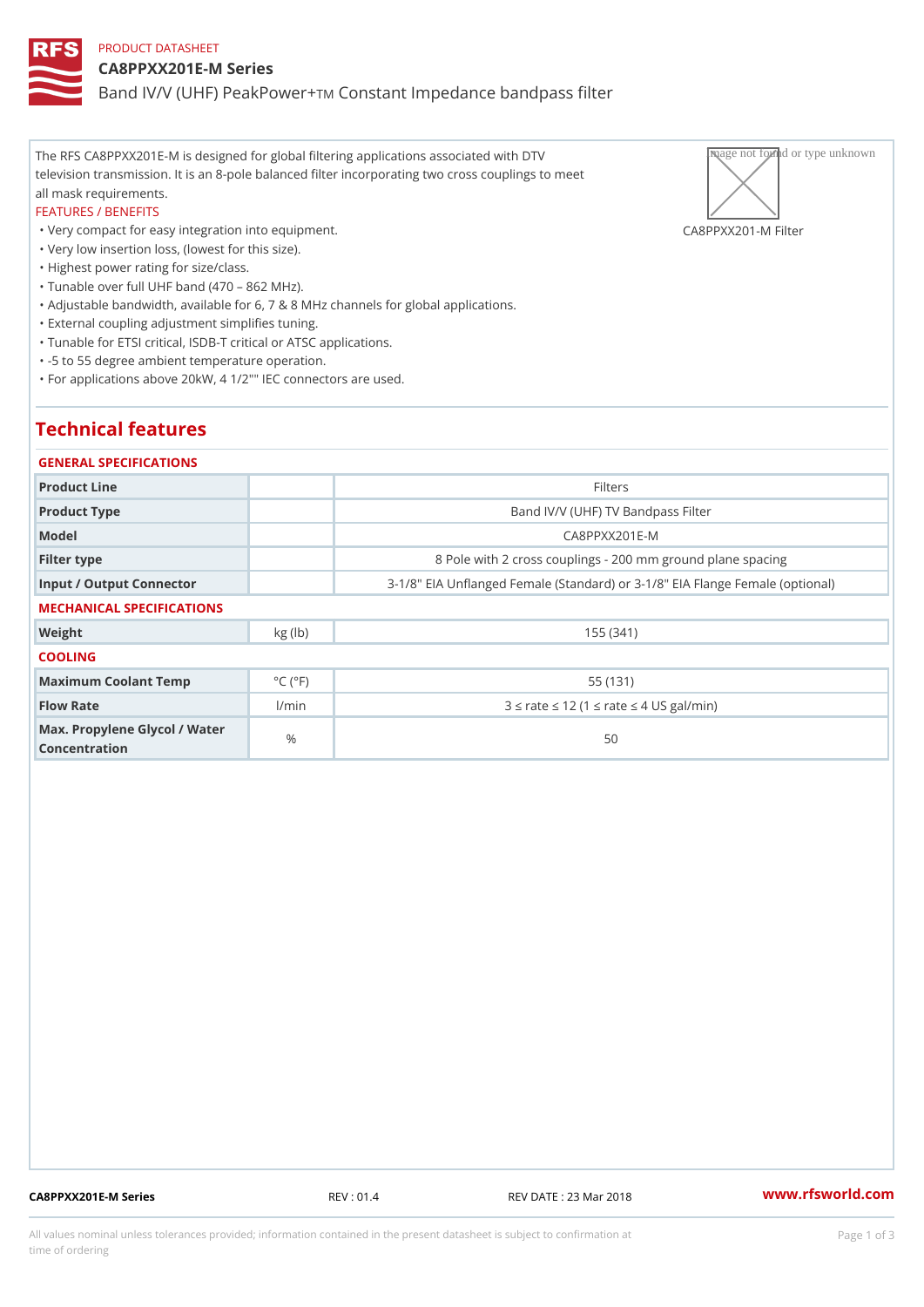PRODUCT DATASHEET

# CA8PPXX201E-M Series

Band IV/V (UHF) PeakPower+TM Constant Impedance bandpass filter

The RFS CA8PPXX201E-M is designed for global filtering applications associated with DTV television transmission. It is an 8-pole balanced filter incorporating two cross couplings to meet all mask requirements.

CA8PPXX201-M Filter

FEATURES / BENEFITS

- Very compact for easy integration into equipment.
- Very low insertion loss, (lowest for this size).
- Highest power rating for size/class.
- Tunable over full UHF band (470 – 862 MHz).
- Adjustable bandwidth, available for 6, 7 & 8 MHz channels for global applications.
- External coupling adjustment simplifies tuning.
- Tunable for ETSI critical, ISDB-T critical or ATSC applications.
- -5 to 55 degree ambient temperature operation.
- For applications above 20kW, 4 1/2"" IEC connectors are used.

## Technical features

### GENERAL SPECIFICATIONS

| | | |
|---|---|---|
| Product Line | | Filters |
| Product Type | | Band IV/V (UHF) TV Bandpass Filter |
| Model | | CA8PPXX201E-M |
| Filter type | | 8 Pole with 2 cross couplings - 200 mm ground plane spacing |
| Input / Output Connector | | 3-1/8" EIA Unflanged Female (Standard) or 3-1/8" EIA Flange Female (optional) |

### MECHANICAL SPECIFICATIONS

| | | |
|---|---|---|
| Weight | kg (lb) | 155 (341) |

### COOLING

| | | |
|---|---|---|
| Maximum Coolant Temp | °C (°F) | 55 (131) |
| Flow Rate | l/min | 3 ≤ rate ≤ 12 (1 ≤ rate ≤ 4 US gal/min) |
| Max. Propylene Glycol / Water Concentration | % | 50 |

CA8PPXX201E-M Series | REV : 01.4 | REV DATE : 23 Mar 2018 | www.rfsworld.com

All values nominal unless tolerances provided; information contained in the present datasheet is subject to confirmation at time of ordering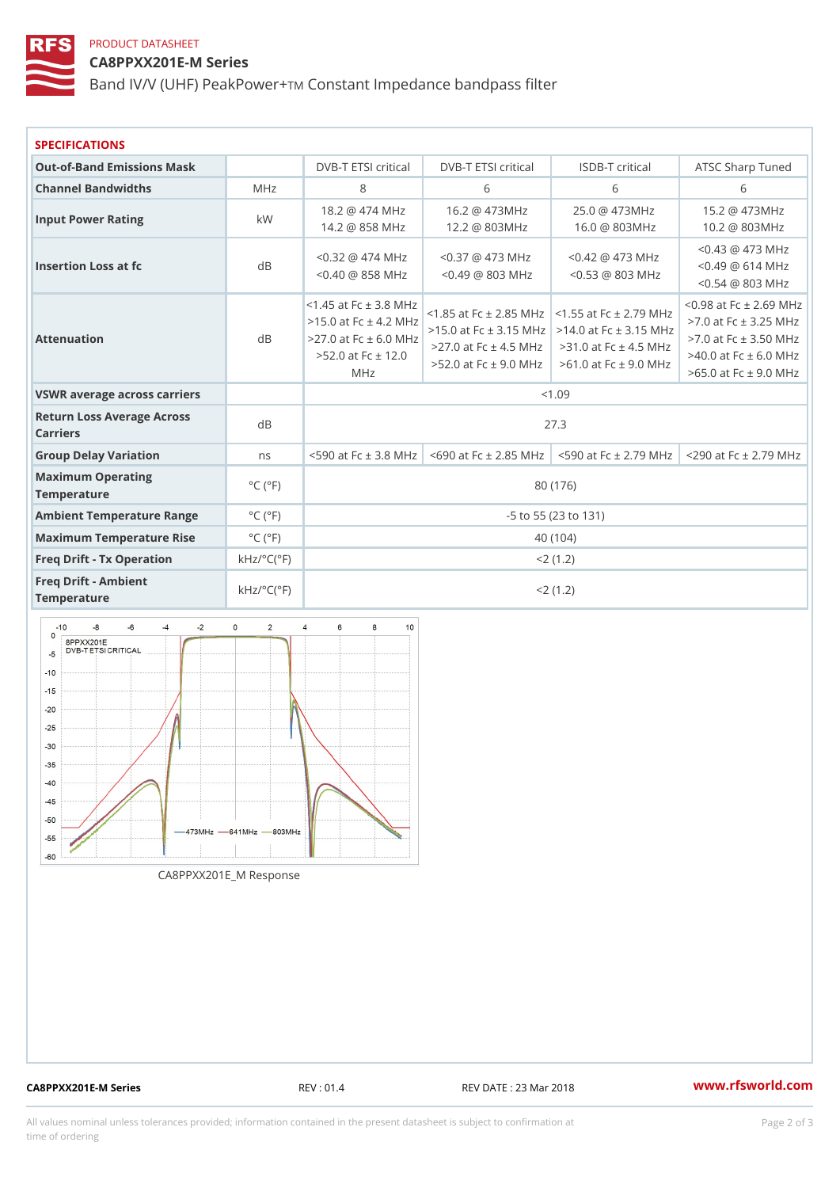PRODUCT DATASHEET

# CA8PPXX201E-M Series

Band IV/V (UHF) PeakPower+TM Constant Impedance bandpass filter

## SPECIFICATIONS

| | | | | | |
|---|---|---|---|---|---|
| **Out-of-Band Emissions Mask** | | DVB-T ETSI critical | DVB-T ETSI critical | ISDB-T critical | ATSC Sharp Tuned |
| **Channel Bandwidths** | MHz | 8 | 6 | 6 | 6 |
| **Input Power Rating** | kW | 18.2 @ 474 MHz<br>14.2 @ 858 MHz | 16.2 @ 473MHz<br>12.2 @ 803MHz | 25.0 @ 473MHz<br>16.0 @ 803MHz | 15.2 @ 473MHz<br>10.2 @ 803MHz |
| **Insertion Loss at fc** | dB | <0.32 @ 474 MHz<br><0.40 @ 858 MHz | <0.37 @ 473 MHz<br><0.49 @ 803 MHz | <0.42 @ 473 MHz<br><0.53 @ 803 MHz | <0.43 @ 473 MHz<br><0.49 @ 614 MHz<br><0.54 @ 803 MHz |
| **Attenuation** | dB | <1.45 at Fc ± 3.8 MHz<br>>15.0 at Fc ± 4.2 MHz<br>>27.0 at Fc ± 6.0 MHz<br>>52.0 at Fc ± 12.0 MHz | <1.85 at Fc ± 2.85 MHz<br>>15.0 at Fc ± 3.15 MHz<br>>27.0 at Fc ± 4.5 MHz<br>>52.0 at Fc ± 9.0 MHz | <1.55 at Fc ± 2.79 MHz<br>>14.0 at Fc ± 3.15 MHz<br>>31.0 at Fc ± 4.5 MHz<br>>61.0 at Fc ± 9.0 MHz | <0.98 at Fc ± 2.69 MHz<br>>7.0 at Fc ± 3.25 MHz<br>>7.0 at Fc ± 3.50 MHz<br>>40.0 at Fc ± 6.0 MHz<br>>65.0 at Fc ± 9.0 MHz |
| **VSWR average across carriers** | | <1.09 | | | |
| **Return Loss Average Across Carriers** | dB | 27.3 | | | |
| **Group Delay Variation** | ns | <590 at Fc ± 3.8 MHz | <690 at Fc ± 2.85 MHz | <590 at Fc ± 2.79 MHz | <290 at Fc ± 2.79 MHz |
| **Maximum Operating Temperature** | °C (°F) | 80 (176) | | | |
| **Ambient Temperature Range** | °C (°F) | -5 to 55 (23 to 131) | | | |
| **Maximum Temperature Rise** | °C (°F) | 40 (104) | | | |
| **Freq Drift - Tx Operation** | kHz/°C(°F) | <2 (1.2) | | | |
| **Freq Drift - Ambient Temperature** | kHz/°C(°F) | <2 (1.2) | | | |

-10 -8 -6 -4 -2 0 2 4 6 8 10

0 -5 -10 -15 -20 -25 -30 -35 -40 -45 -50 -55 -60

8PPXX201E
DVB-T ETSI CRITICAL

473MHz 641MHz 803MHz

CA8PPXX201E_M Response

CA8PPXX201E-M Series REV : 01.4 REV DATE : 23 Mar 2018 www.rfsworld.com

All values nominal unless tolerances provided; information contained in the present datasheet is subject to confirmation at time of ordering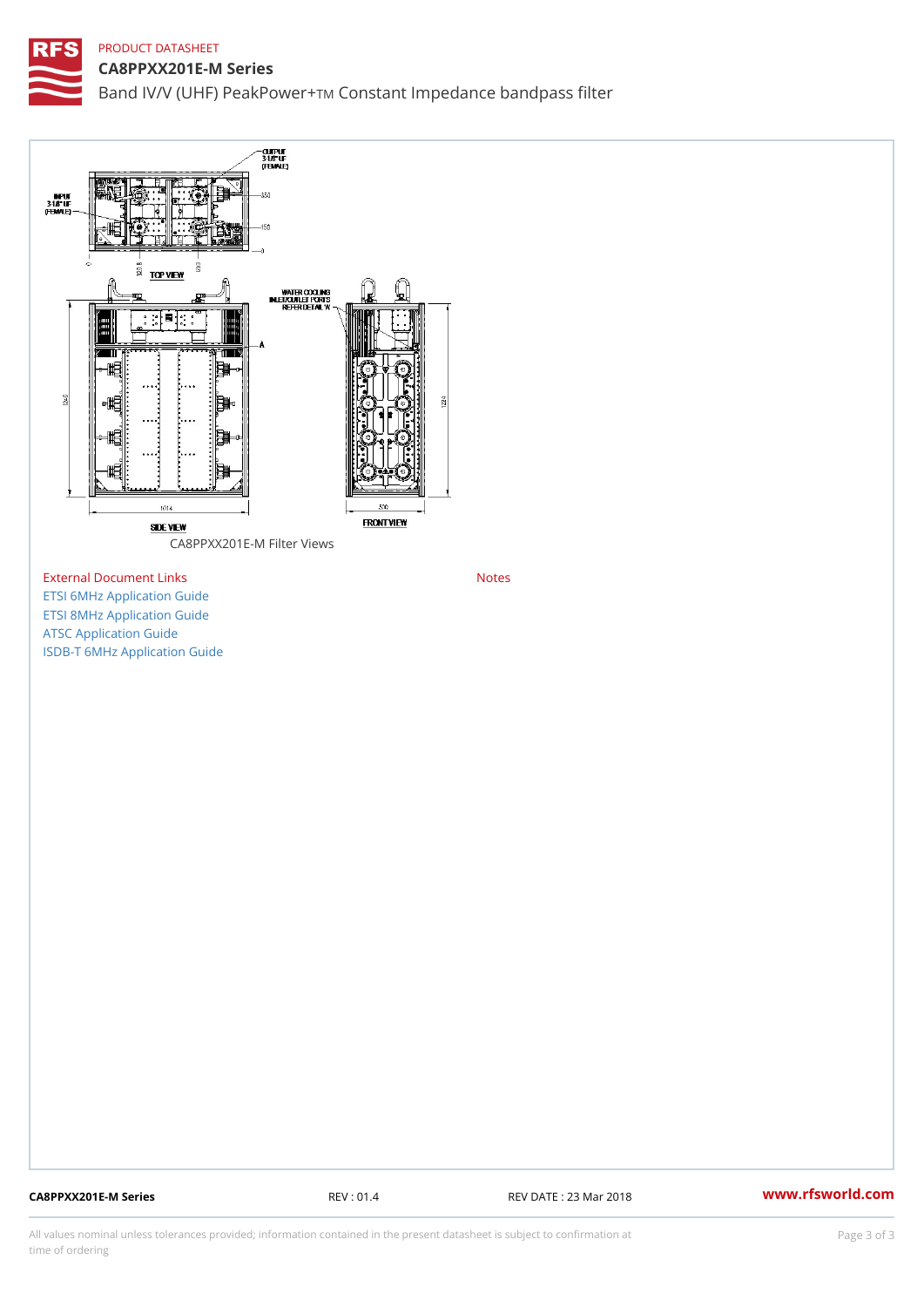PRODUCT DATASHEET

# CA8PPXX201E-M Series

## Band IV/V (UHF) PeakPower+TM Constant Impedance bandpass filter

OUTPUT
3-1/8" EIA
(FEMALE)

INPUT
3-1/8" EIA
(FEMALE)

550

150

0

0

323.8

693

TOP VIEW

WATER COOLING
INLET/OUTLET PORTS
REFER DETAIL 'A'

A

1240

1224

1014

530

SIDE VIEW

FRONT VIEW

CA8PPXX201E-M Filter Views

External Document Links

ETSI 6MHz Application Guide

ETSI 8MHz Application Guide

ATSC Application Guide

ISDB-T 6MHz Application Guide

Notes